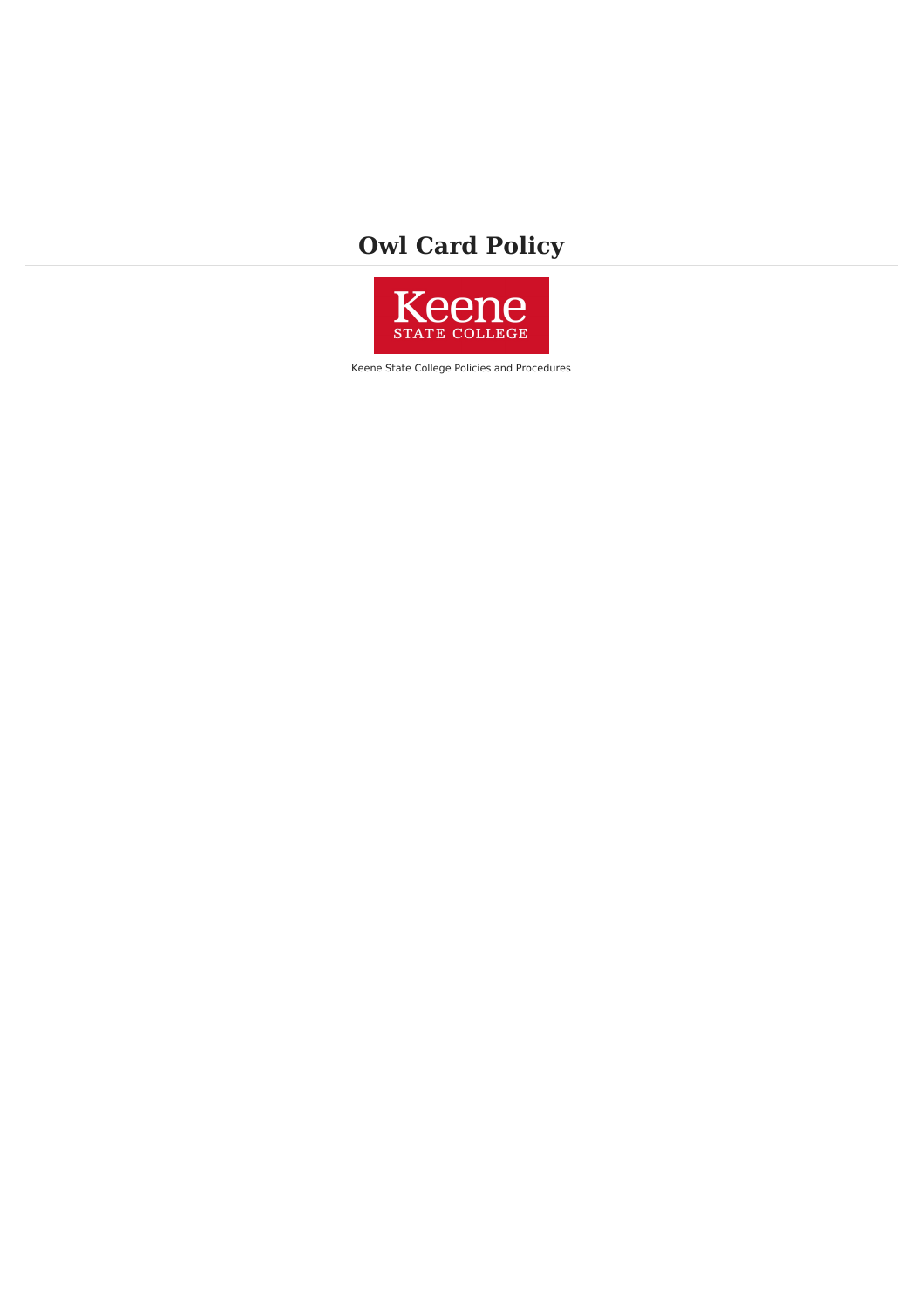# Owl Card Policy

Keene State College Policies and Procedures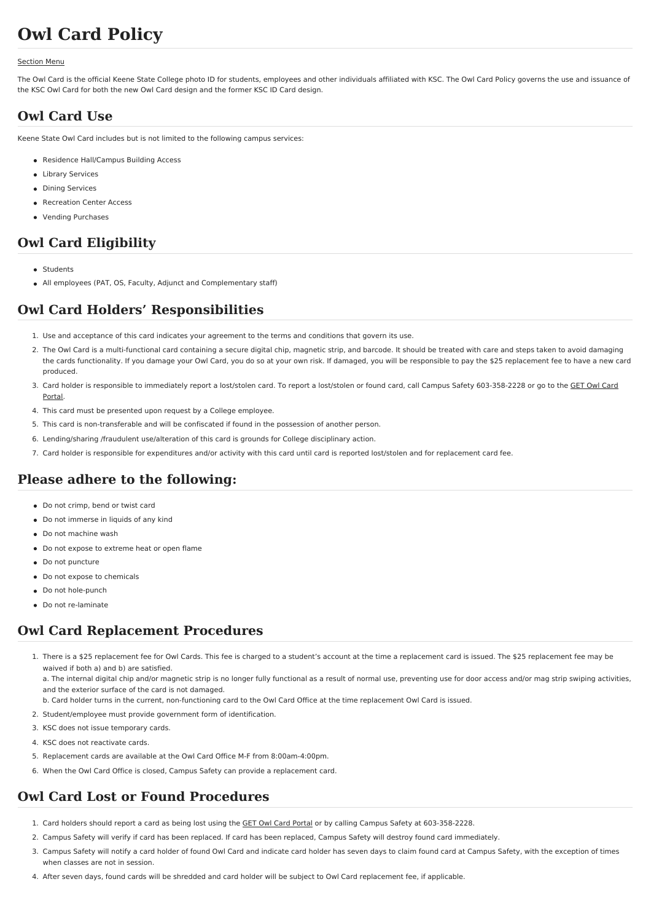# Owl Card Policy

Section Menu

The Owl Card is the official Keene State College photo ID for students, employees and other individuals affiliated with KSC. The Owl Card Policy governs the use and issuance of the KSC Owl Card for both the new Owl Card design and the former KSC ID Card design.

## Owl Card Use

Keene State Owl Card includes but is not limited to the following campus services:

- Residence Hall/Campus Building Access
- Library Services
- Dining Services
- Recreation Center Access
- Vending Purchases

## Owl Card Eligibility

- Students
- All employees (PAT, OS, Faculty, Adjunct and Complementary staff)

## Owl Card Holders' Responsibilities

1. Use and acceptance of this card indicates your agreement to the terms and conditions that govern its use.
2. The Owl Card is a multi-functional card containing a secure digital chip, magnetic strip, and barcode. It should be treated with care and steps taken to avoid damaging the cards functionality. If you damage your Owl Card, you do so at your own risk. If damaged, you will be responsible to pay the $25 replacement fee to have a new card produced.
3. Card holder is responsible to immediately report a lost/stolen card. To report a lost/stolen or found card, call Campus Safety 603-358-2228 or go to the GET Owl Card Portal.
4. This card must be presented upon request by a College employee.
5. This card is non-transferable and will be confiscated if found in the possession of another person.
6. Lending/sharing /fraudulent use/alteration of this card is grounds for College disciplinary action.
7. Card holder is responsible for expenditures and/or activity with this card until card is reported lost/stolen and for replacement card fee.

## Please adhere to the following:

- Do not crimp, bend or twist card
- Do not immerse in liquids of any kind
- Do not machine wash
- Do not expose to extreme heat or open flame
- Do not puncture
- Do not expose to chemicals
- Do not hole-punch
- Do not re-laminate

## Owl Card Replacement Procedures

1. There is a $25 replacement fee for Owl Cards. This fee is charged to a student's account at the time a replacement card is issued. The $25 replacement fee may be waived if both a) and b) are satisfied.
   a. The internal digital chip and/or magnetic strip is no longer fully functional as a result of normal use, preventing use for door access and/or mag strip swiping activities, and the exterior surface of the card is not damaged.
   b. Card holder turns in the current, non-functioning card to the Owl Card Office at the time replacement Owl Card is issued.
2. Student/employee must provide government form of identification.
3. KSC does not issue temporary cards.
4. KSC does not reactivate cards.
5. Replacement cards are available at the Owl Card Office M-F from 8:00am-4:00pm.
6. When the Owl Card Office is closed, Campus Safety can provide a replacement card.

## Owl Card Lost or Found Procedures

1. Card holders should report a card as being lost using the GET Owl Card Portal or by calling Campus Safety at 603-358-2228.
2. Campus Safety will verify if card has been replaced. If card has been replaced, Campus Safety will destroy found card immediately.
3. Campus Safety will notify a card holder of found Owl Card and indicate card holder has seven days to claim found card at Campus Safety, with the exception of times when classes are not in session.
4. After seven days, found cards will be shredded and card holder will be subject to Owl Card replacement fee, if applicable.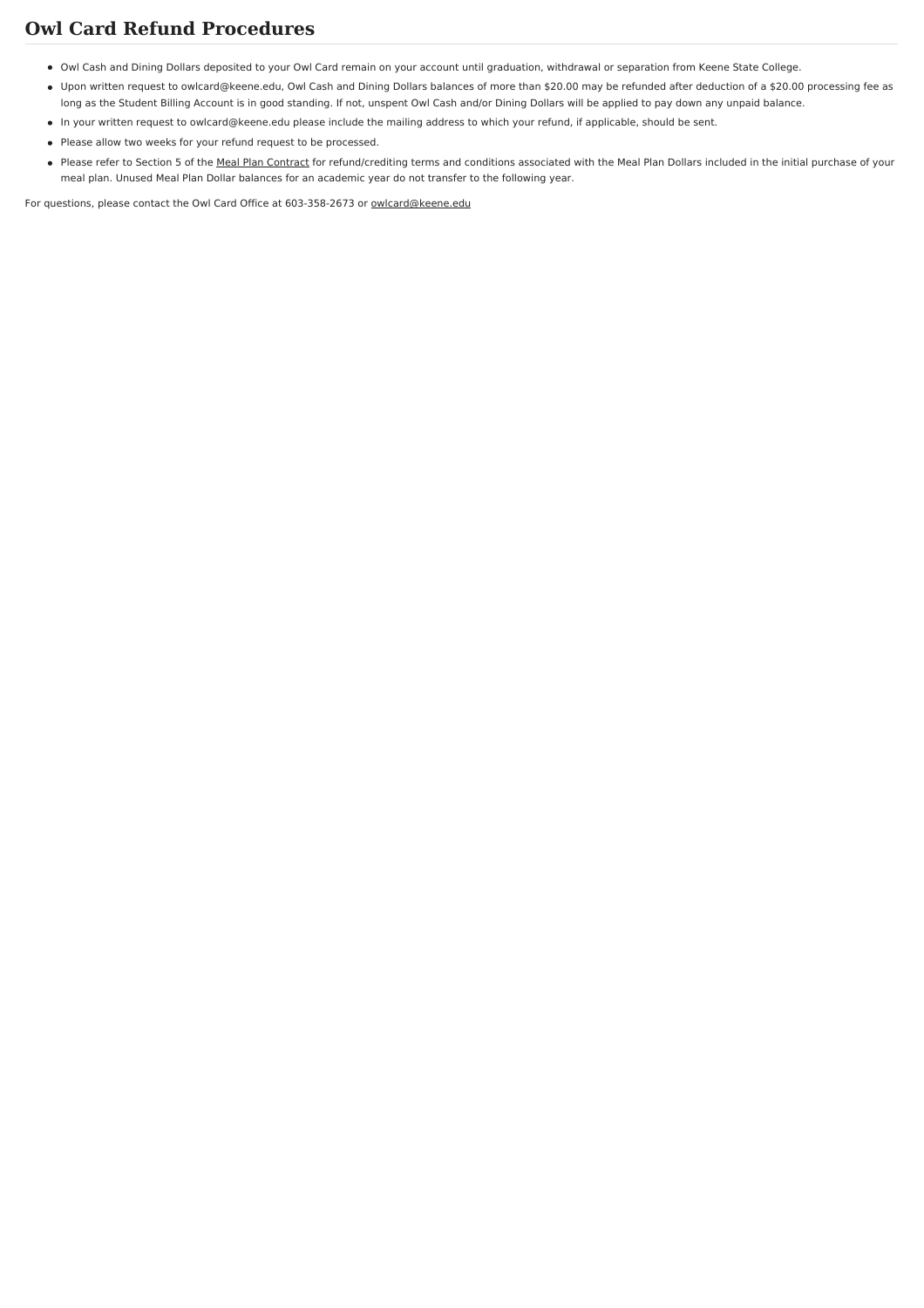# Owl Card Refund Procedures

- Owl Cash and Dining Dollars deposited to your Owl Card remain on your account until graduation, withdrawal or separation from Keene State College.
- Upon written request to owlcard@keene.edu, Owl Cash and Dining Dollars balances of more than $20.00 may be refunded after deduction of a $20.00 processing fee as long as the Student Billing Account is in good standing. If not, unspent Owl Cash and/or Dining Dollars will be applied to pay down any unpaid balance.
- In your written request to owlcard@keene.edu please include the mailing address to which your refund, if applicable, should be sent.
- Please allow two weeks for your refund request to be processed.
- Please refer to Section 5 of the Meal Plan Contract for refund/crediting terms and conditions associated with the Meal Plan Dollars included in the initial purchase of your meal plan. Unused Meal Plan Dollar balances for an academic year do not transfer to the following year.

For questions, please contact the Owl Card Office at 603-358-2673 or owlcard@keene.edu